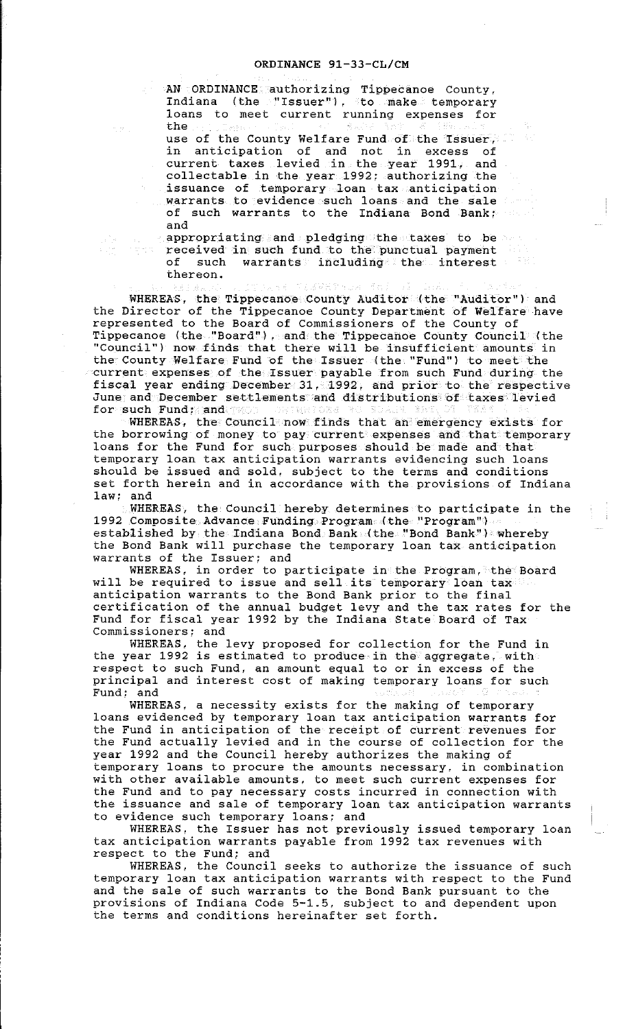# ORDINANCE 91-33-CL/CM

AN ORDINANCE authorizing Tippecanoe County, Indiana (the "Issuer"), to make temporary loans to meet current running expenses for the use of the County Welfare Fund of the Issuer, in anticipation of and not in excess of current taxes levied in the year 1991, and collectable in the year 1992; authorizing the issuance of temporary loan tax anticipation warrants to evidence such loans and the sale of such warrants to the Indiana Bond Bank; and appropriating and pledging the taxes to be received in such fund to the punctual payment of such warrants including the interest thereon.

WHEREAS, the Tippecanoe County Auditor (the "Auditor") and the Director of the Tippecanoe County Department of Welfare have represented to the Board of Commissioners of the County of Tippecanoe (the "Board"), and the Tippecanoe County Council (the "Council") now finds that there will be insufficient amounts in the County Welfare Fund of the Issuer (the "Fund") to meet the current expenses of the Issuer payable from such Fund during the fiscal year ending December 31, 1992, and prior to the respective June and December settlements and distributions of taxes levied for such Fund; and

WHEREAS, the Council now finds that an emergency exists for the borrowing of money to pay current expenses and that temporary loans for the Fund for such purposes should be made and that temporary loan tax anticipation warrants evidencing such loans should be issued and sold, subject to the terms and conditions set forth herein and in accordance with the provisions of Indiana law; and

WHEREAS, the Council hereby determines to participate in the 1992 Composite Advance Funding Program (the "Program") established by the Indiana Bond Bank (the "Bond Bank") whereby the Bond Bank will purchase the temporary loan tax anticipation warrants of the Issuer; and

WHEREAS, in order to participate in the Program, the Board will be required to issue and sell its temporary loan tax anticipation warrants to the Bond Bank prior to the final certification of the annual budget levy and the tax rates for the Fund for fiscal year 1992 by the Indiana State Board of Tax Commissioners; and

WHEREAS, the levy proposed for collection for the Fund in the year 1992 is estimated to produce in the aggregate, with respect to such Fund, an amount equal to or in excess of the principal and interest cost of making temporary loans for such Fund; and

WHEREAS, a necessity exists for the making of temporary loans evidenced by temporary loan tax anticipation warrants for the Fund in anticipation of the receipt of current revenues for the Fund actually levied and in the course of collection for the year 1992 and the Council hereby authorizes the making of temporary loans to procure the amounts necessary, in combination with other available amounts, to meet such current expenses for the Fund and to pay necessary costs incurred in connection with the issuance and sale of temporary loan tax anticipation warrants to evidence such temporary loans; and

WHEREAS, the Issuer has not previously issued temporary loan tax anticipation warrants payable from 1992 tax revenues with respect to the Fund; and

WHEREAS, the Council seeks to authorize the issuance of such temporary loan tax anticipation warrants with respect to the Fund and the sale of such warrants to the Bond Bank pursuant to the provisions of Indiana Code 5-1.5, subject to and dependent upon the terms and conditions hereinafter set forth.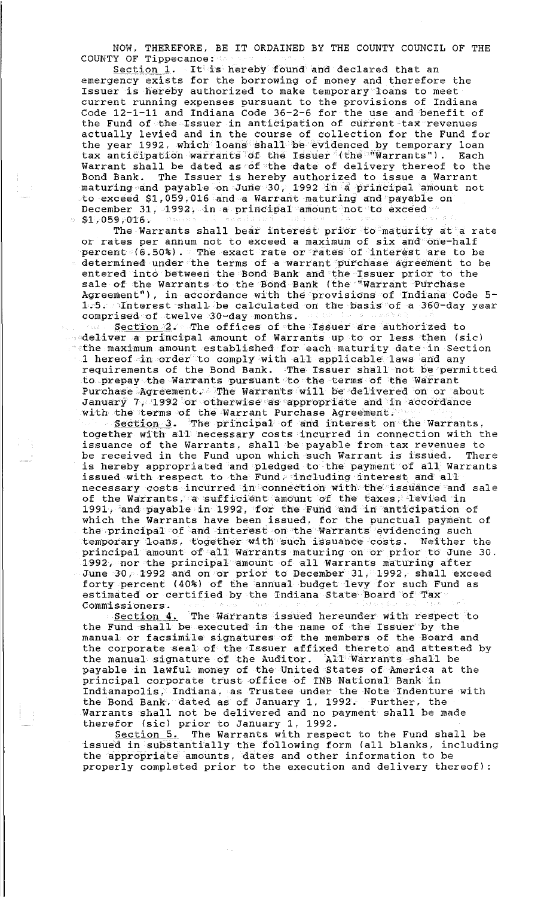NOW, THEREFORE, BE IT ORDAINED BY THE COUNTY COUNCIL OF THE COUNTY OF Tippecanoe:

Section 1. It is hereby found and declared that an emergency exists for the borrowing of money and therefore the Issuer is hereby authorized to make temporary loans to meet current running expenses pursuant to the provisions of Indiana Code 12-1-11 and Indiana Code 36-2-6 for the use and benefit of the Fund of the Issuer in anticipation of current tax revenues actually levied and in the course of collection for the Fund for the year 1992, which loans shall be evidenced by temporary loan tax anticipation warrants of the Issuer (the "Warrants"). Each Warrant shall be dated as of the date of delivery thereof to the Bond Bank. The Issuer is hereby authorized to issue a Warrant maturing and payable on June 30, 1992 in a principal amount not to exceed $1,059,016 and a Warrant maturing and payable on December 31, 1992, in a principal amount not to exceed $1,059,016.

The Warrants shall bear interest prior to maturity at a rate or rates per annum not to exceed a maximum of six and one-half percent (6.50%). The exact rate or rates of interest are to be determined under the terms of a warrant purchase agreement to be entered into between the Bond Bank and the Issuer prior to the sale of the Warrants to the Bond Bank (the "Warrant Purchase Agreement"), in accordance with the provisions of Indiana Code 5-1.5. Interest shall be calculated on the basis of a 360-day year comprised of twelve 30-day months.

Section 2. The offices of the Issuer are authorized to deliver a principal amount of Warrants up to or less then (sic) the maximum amount established for each maturity date in Section 1 hereof in order to comply with all applicable laws and any requirements of the Bond Bank. The Issuer shall not be permitted to prepay the Warrants pursuant to the terms of the Warrant Purchase Agreement. The Warrants will be delivered on or about January 7, 1992 or otherwise as appropriate and in accordance with the terms of the Warrant Purchase Agreement.

Section 3. The principal of and interest on the Warrants, together with all necessary costs incurred in connection with the issuance of the Warrants, shall be payable from tax revenues to be received in the Fund upon which such Warrant is issued. There is hereby appropriated and pledged to the payment of all Warrants issued with respect to the Fund, including interest and all necessary costs incurred in connection with the issuance and sale of the Warrants, a sufficient amount of the taxes, levied in 1991, and payable in 1992, for the Fund and in anticipation of which the Warrants have been issued, for the punctual payment of the principal of and interest on the Warrants evidencing such temporary loans, together with such issuance costs. Neither the principal amount of all Warrants maturing on or prior to June 30, 1992, nor the principal amount of all Warrants maturing after June 30, 1992 and on or prior to December 31, 1992, shall exceed forty percent (40%) of the annual budget levy for such Fund as estimated or certified by the Indiana State Board of Tax Commissioners.

Section 4. The Warrants issued hereunder with respect to the Fund shall be executed in the name of the Issuer by the manual or facsimile signatures of the members of the Board and the corporate seal of the Issuer affixed thereto and attested by the manual signature of the Auditor. All Warrants shall be payable in lawful money of the United States of America at the principal corporate trust office of INB National Bank in Indianapolis, Indiana, as Trustee under the Note Indenture with the Bond Bank, dated as of January 1, 1992. Further, the Warrants shall not be delivered and no payment shall be made therefor (sic) prior to January 1, 1992.

Section 5. The Warrants with respect to the Fund shall be issued in substantially the following form (all blanks, including the appropriate amounts, dates and other information to be properly completed prior to the execution and delivery thereof):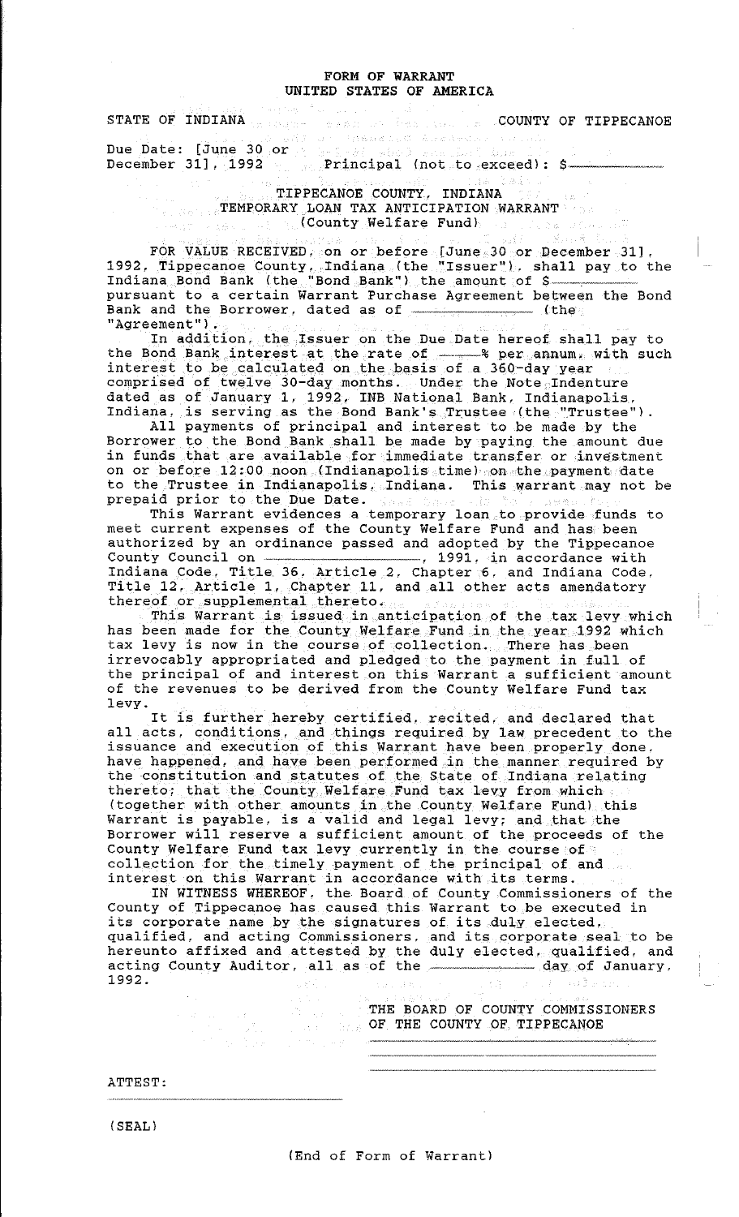# FORM OF WARRANT
# UNITED STATES OF AMERICA

STATE OF INDIANA COUNTY OF TIPPECANOE

Due Date: [June 30 or December 31], 1992 Principal (not to exceed): $\_\_\_\_\_\_

## TIPPECANOE COUNTY, INDIANA
## TEMPORARY LOAN TAX ANTICIPATION WARRANT
## (County Welfare Fund)

FOR VALUE RECEIVED, on or before [June 30 or December 31], 1992, Tippecanoe County, Indiana (the "Issuer"), shall pay to the Indiana Bond Bank (the "Bond Bank") the amount of $\_\_\_\_\_\_ pursuant to a certain Warrant Purchase Agreement between the Bond Bank and the Borrower, dated as of \_\_\_\_\_\_\_\_\_\_ (the "Agreement").

In addition, the Issuer on the Due Date hereof shall pay to the Bond Bank interest at the rate of \_\_\_\_% per annum, with such interest to be calculated on the basis of a 360-day year comprised of twelve 30-day months. Under the Note Indenture dated as of January 1, 1992, INB National Bank, Indianapolis, Indiana, is serving as the Bond Bank's Trustee (the "Trustee").

All payments of principal and interest to be made by the Borrower to the Bond Bank shall be made by paying the amount due in funds that are available for immediate transfer or investment on or before 12:00 noon (Indianapolis time) on the payment date to the Trustee in Indianapolis, Indiana. This warrant may not be prepaid prior to the Due Date.

This Warrant evidences a temporary loan to provide funds to meet current expenses of the County Welfare Fund and has been authorized by an ordinance passed and adopted by the Tippecanoe County Council on \_\_\_\_\_\_\_\_\_\_, 1991, in accordance with Indiana Code, Title 36, Article 2, Chapter 6, and Indiana Code, Title 12, Article 1, Chapter 11, and all other acts amendatory thereof or supplemental thereto.

This Warrant is issued in anticipation of the tax levy which has been made for the County Welfare Fund in the year 1992 which tax levy is now in the course of collection. There has been irrevocably appropriated and pledged to the payment in full of the principal of and interest on this Warrant a sufficient amount of the revenues to be derived from the County Welfare Fund tax levy.

It is further hereby certified, recited, and declared that all acts, conditions, and things required by law precedent to the issuance and execution of this Warrant have been properly done, have happened, and have been performed in the manner required by the constitution and statutes of the State of Indiana relating thereto; that the County Welfare Fund tax levy from which (together with other amounts in the County Welfare Fund) this Warrant is payable, is a valid and legal levy; and that the Borrower will reserve a sufficient amount of the proceeds of the County Welfare Fund tax levy currently in the course of collection for the timely payment of the principal of and interest on this Warrant in accordance with its terms.

IN WITNESS WHEREOF, the Board of County Commissioners of the County of Tippecanoe has caused this Warrant to be executed in its corporate name by the signatures of its duly elected, qualified, and acting Commissioners, and its corporate seal to be hereunto affixed and attested by the duly elected, qualified, and acting County Auditor, all as of the \_\_\_\_\_\_\_\_ day of January, 1992.

THE BOARD OF COUNTY COMMISSIONERS OF THE COUNTY OF TIPPECANOE

\_\_\_\_\_\_\_\_\_\_\_\_\_\_\_\_\_\_\_\_

\_\_\_\_\_\_\_\_\_\_\_\_\_\_\_\_\_\_\_\_

\_\_\_\_\_\_\_\_\_\_\_\_\_\_\_\_\_\_\_\_

ATTEST:

\_\_\_\_\_\_\_\_\_\_\_\_\_\_\_\_\_\_\_\_

(SEAL)

(End of Form of Warrant)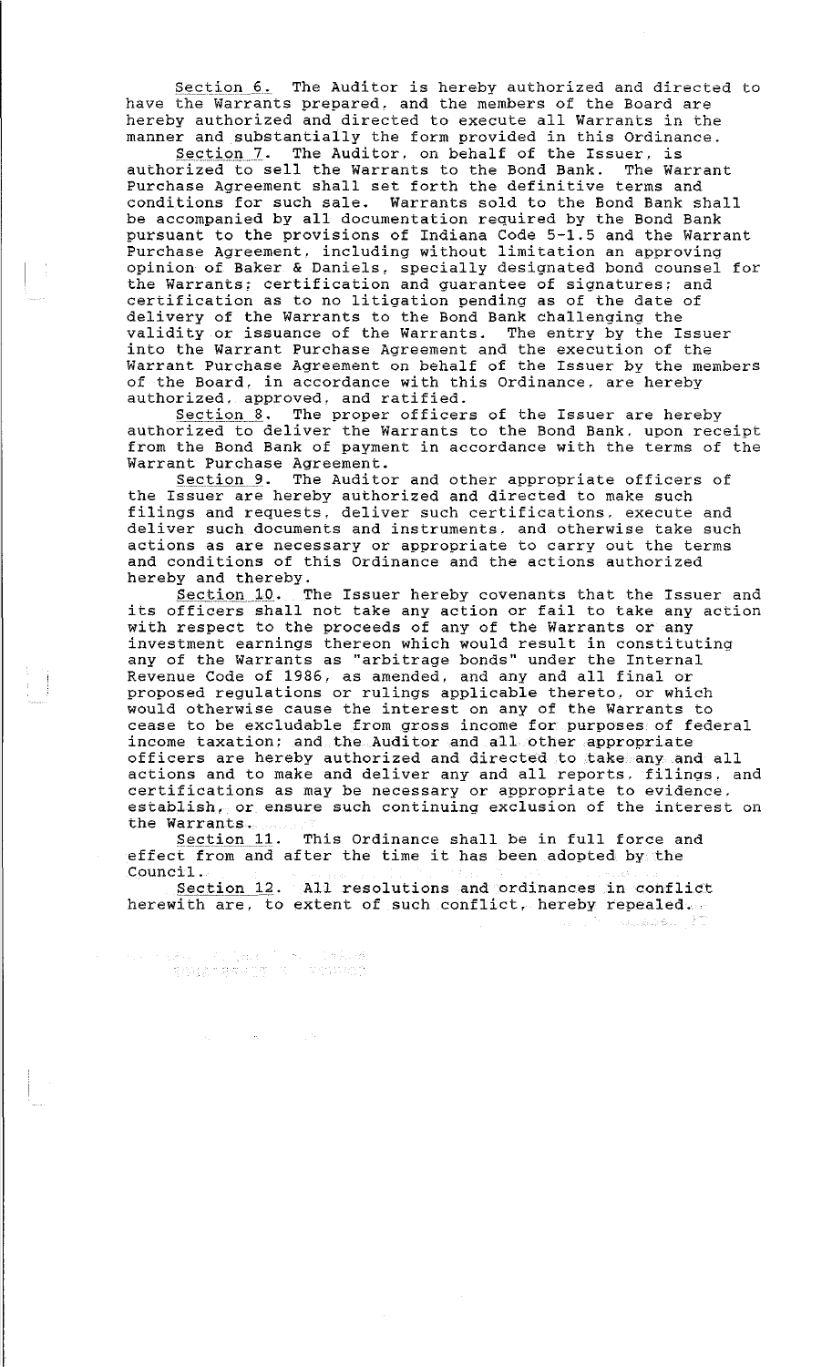Section 6. The Auditor is hereby authorized and directed to have the Warrants prepared, and the members of the Board are hereby authorized and directed to execute all Warrants in the manner and substantially the form provided in this Ordinance.

Section 7. The Auditor, on behalf of the Issuer, is authorized to sell the Warrants to the Bond Bank. The Warrant Purchase Agreement shall set forth the definitive terms and conditions for such sale. Warrants sold to the Bond Bank shall be accompanied by all documentation required by the Bond Bank pursuant to the provisions of Indiana Code 5-1.5 and the Warrant Purchase Agreement, including without limitation an approving opinion of Baker & Daniels, specially designated bond counsel for the Warrants; certification and guarantee of signatures; and certification as to no litigation pending as of the date of delivery of the Warrants to the Bond Bank challenging the validity or issuance of the Warrants. The entry by the Issuer into the Warrant Purchase Agreement and the execution of the Warrant Purchase Agreement on behalf of the Issuer by the members of the Board, in accordance with this Ordinance, are hereby authorized, approved, and ratified.

Section 8. The proper officers of the Issuer are hereby authorized to deliver the Warrants to the Bond Bank, upon receipt from the Bond Bank of payment in accordance with the terms of the Warrant Purchase Agreement.

Section 9. The Auditor and other appropriate officers of the Issuer are hereby authorized and directed to make such filings and requests, deliver such certifications, execute and deliver such documents and instruments, and otherwise take such actions as are necessary or appropriate to carry out the terms and conditions of this Ordinance and the actions authorized hereby and thereby.

Section 10. The Issuer hereby covenants that the Issuer and its officers shall not take any action or fail to take any action with respect to the proceeds of any of the Warrants or any investment earnings thereon which would result in constituting any of the Warrants as "arbitrage bonds" under the Internal Revenue Code of 1986, as amended, and any and all final or proposed regulations or rulings applicable thereto, or which would otherwise cause the interest on any of the Warrants to cease to be excludable from gross income for purposes of federal income taxation; and the Auditor and all other appropriate officers are hereby authorized and directed to take any and all actions and to make and deliver any and all reports, filings, and certifications as may be necessary or appropriate to evidence, establish, or ensure such continuing exclusion of the interest on the Warrants.

Section 11. This Ordinance shall be in full force and effect from and after the time it has been adopted by the Council.

Section 12. All resolutions and ordinances in conflict herewith are, to extent of such conflict, hereby repealed.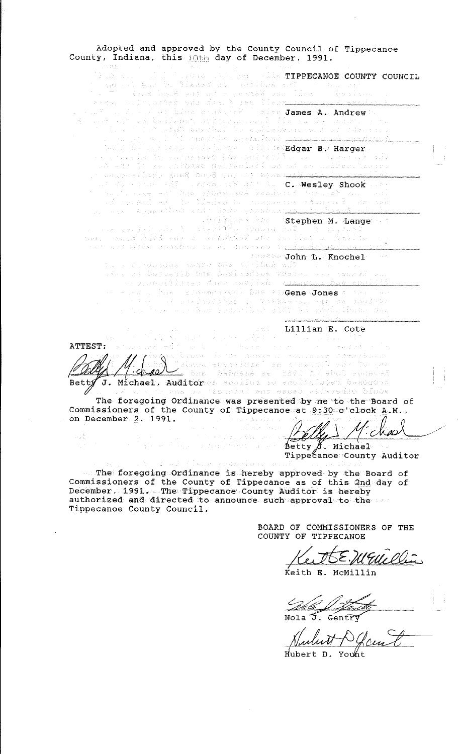Adopted and approved by the County Council of Tippecanoe County, Indiana, this 10th day of December, 1991.

TIPPECANOE COUNTY COUNCIL

James A. Andrew

Edgar B. Harger

C. Wesley Shook

Stephen M. Lange

John L. Knochel

Gene Jones

Lillian E. Cote

ATTEST:

Betty J. Michael, Auditor

The foregoing Ordinance was presented by me to the Board of Commissioners of the County of Tippecanoe at 9:30 o'clock A.M., on December 2, 1991.

Betty J. Michael
Tippecanoe County Auditor

The foregoing Ordinance is hereby approved by the Board of Commissioners of the County of Tippecanoe as of this 2nd day of December, 1991. The Tippecanoe County Auditor is hereby authorized and directed to announce such approval to the Tippecanoe County Council.

BOARD OF COMMISSIONERS OF THE COUNTY OF TIPPECANOE

Keith E. McMillin

Nola J. Gentry

Hubert D. Yount